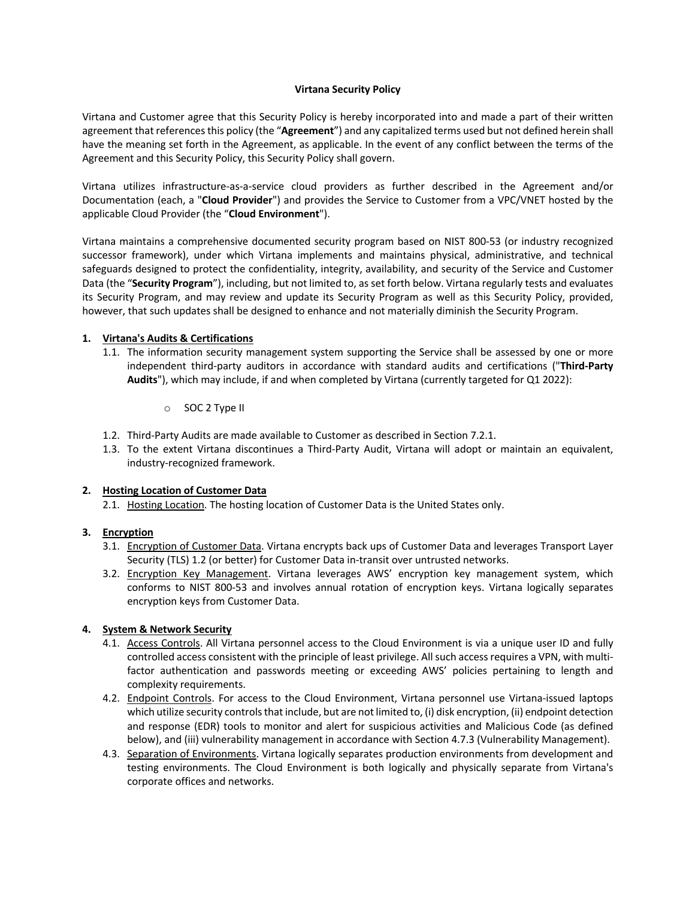# Virtana Security Policy

Virtana and Customer agree that this Security Policy is hereby incorporated into and made a part of their written agreement that references this policy (the "**Agreement**") and any capitalized terms used but not defined herein shall have the meaning set forth in the Agreement, as applicable. In the event of any conflict between the terms of the Agreement and this Security Policy, this Security Policy shall govern.

Virtana utilizes infrastructure-as-a-service cloud providers as further described in the Agreement and/or Documentation (each, a "**Cloud Provider**") and provides the Service to Customer from a VPC/VNET hosted by the applicable Cloud Provider (the "**Cloud Environment**").

Virtana maintains a comprehensive documented security program based on NIST 800-53 (or industry recognized successor framework), under which Virtana implements and maintains physical, administrative, and technical safeguards designed to protect the confidentiality, integrity, availability, and security of the Service and Customer Data (the "**Security Program**"), including, but not limited to, as set forth below. Virtana regularly tests and evaluates its Security Program, and may review and update its Security Program as well as this Security Policy, provided, however, that such updates shall be designed to enhance and not materially diminish the Security Program.

## 1. Virtana's Audits & Certifications

1.1. The information security management system supporting the Service shall be assessed by one or more independent third-party auditors in accordance with standard audits and certifications ("**Third-Party Audits**"), which may include, if and when completed by Virtana (currently targeted for Q1 2022):

- SOC 2 Type II

1.2. Third-Party Audits are made available to Customer as described in Section 7.2.1.

1.3. To the extent Virtana discontinues a Third-Party Audit, Virtana will adopt or maintain an equivalent, industry-recognized framework.

## 2. Hosting Location of Customer Data

2.1. Hosting Location. The hosting location of Customer Data is the United States only.

## 3. Encryption

3.1. Encryption of Customer Data. Virtana encrypts back ups of Customer Data and leverages Transport Layer Security (TLS) 1.2 (or better) for Customer Data in-transit over untrusted networks.

3.2. Encryption Key Management. Virtana leverages AWS' encryption key management system, which conforms to NIST 800-53 and involves annual rotation of encryption keys. Virtana logically separates encryption keys from Customer Data.

## 4. System & Network Security

4.1. Access Controls. All Virtana personnel access to the Cloud Environment is via a unique user ID and fully controlled access consistent with the principle of least privilege. All such access requires a VPN, with multi-factor authentication and passwords meeting or exceeding AWS' policies pertaining to length and complexity requirements.

4.2. Endpoint Controls. For access to the Cloud Environment, Virtana personnel use Virtana-issued laptops which utilize security controls that include, but are not limited to, (i) disk encryption, (ii) endpoint detection and response (EDR) tools to monitor and alert for suspicious activities and Malicious Code (as defined below), and (iii) vulnerability management in accordance with Section 4.7.3 (Vulnerability Management).

4.3. Separation of Environments. Virtana logically separates production environments from development and testing environments. The Cloud Environment is both logically and physically separate from Virtana's corporate offices and networks.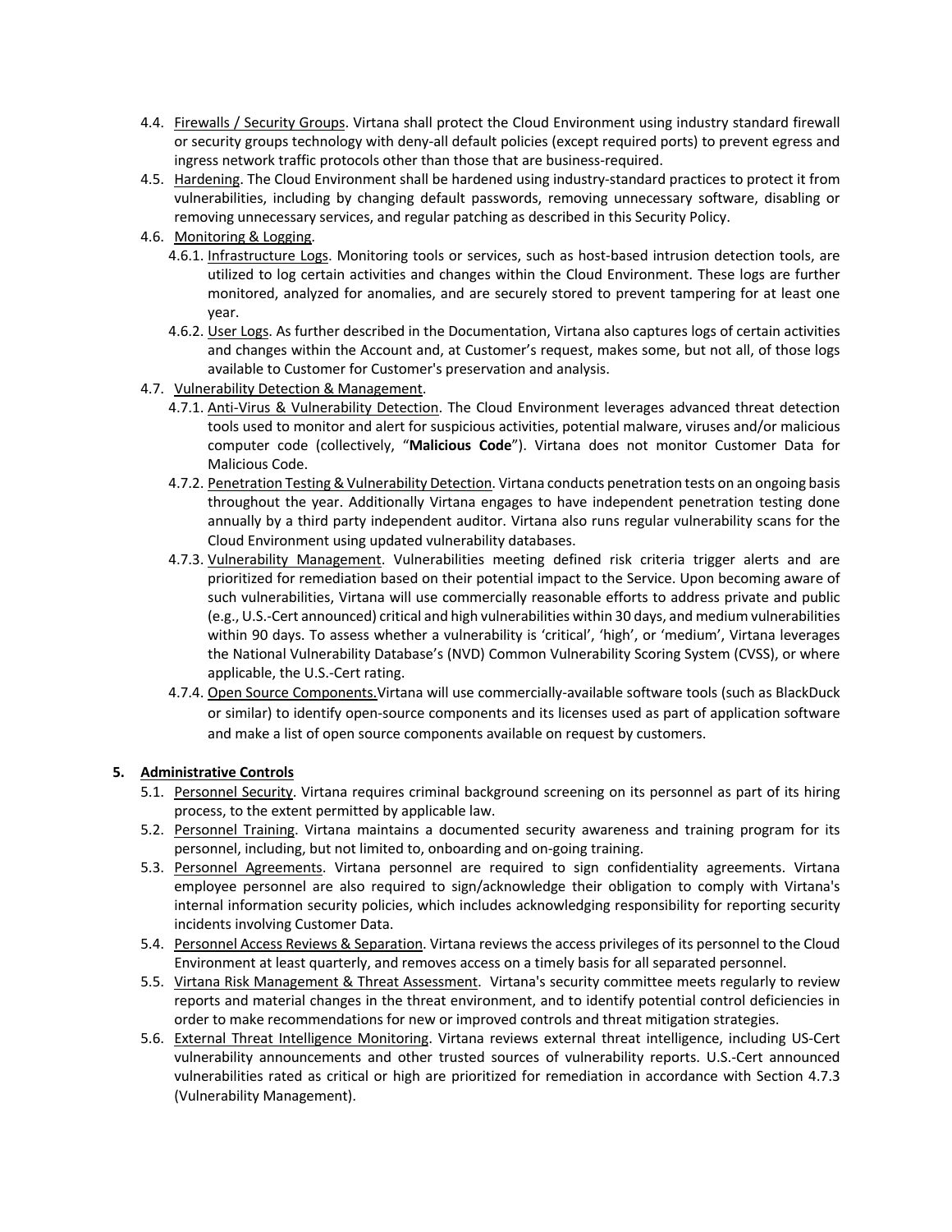4.4. Firewalls / Security Groups. Virtana shall protect the Cloud Environment using industry standard firewall or security groups technology with deny-all default policies (except required ports) to prevent egress and ingress network traffic protocols other than those that are business-required.

4.5. Hardening. The Cloud Environment shall be hardened using industry-standard practices to protect it from vulnerabilities, including by changing default passwords, removing unnecessary software, disabling or removing unnecessary services, and regular patching as described in this Security Policy.

4.6. Monitoring & Logging.

4.6.1. Infrastructure Logs. Monitoring tools or services, such as host-based intrusion detection tools, are utilized to log certain activities and changes within the Cloud Environment. These logs are further monitored, analyzed for anomalies, and are securely stored to prevent tampering for at least one year.

4.6.2. User Logs. As further described in the Documentation, Virtana also captures logs of certain activities and changes within the Account and, at Customer's request, makes some, but not all, of those logs available to Customer for Customer's preservation and analysis.

4.7. Vulnerability Detection & Management.

4.7.1. Anti-Virus & Vulnerability Detection. The Cloud Environment leverages advanced threat detection tools used to monitor and alert for suspicious activities, potential malware, viruses and/or malicious computer code (collectively, "**Malicious Code**"). Virtana does not monitor Customer Data for Malicious Code.

4.7.2. Penetration Testing & Vulnerability Detection. Virtana conducts penetration tests on an ongoing basis throughout the year. Additionally Virtana engages to have independent penetration testing done annually by a third party independent auditor. Virtana also runs regular vulnerability scans for the Cloud Environment using updated vulnerability databases.

4.7.3. Vulnerability Management. Vulnerabilities meeting defined risk criteria trigger alerts and are prioritized for remediation based on their potential impact to the Service. Upon becoming aware of such vulnerabilities, Virtana will use commercially reasonable efforts to address private and public (e.g., U.S.-Cert announced) critical and high vulnerabilities within 30 days, and medium vulnerabilities within 90 days. To assess whether a vulnerability is 'critical', 'high', or 'medium', Virtana leverages the National Vulnerability Database's (NVD) Common Vulnerability Scoring System (CVSS), or where applicable, the U.S.-Cert rating.

4.7.4. Open Source Components.Virtana will use commercially-available software tools (such as BlackDuck or similar) to identify open-source components and its licenses used as part of application software and make a list of open source components available on request by customers.

## 5. Administrative Controls

5.1. Personnel Security. Virtana requires criminal background screening on its personnel as part of its hiring process, to the extent permitted by applicable law.

5.2. Personnel Training. Virtana maintains a documented security awareness and training program for its personnel, including, but not limited to, onboarding and on-going training.

5.3. Personnel Agreements. Virtana personnel are required to sign confidentiality agreements. Virtana employee personnel are also required to sign/acknowledge their obligation to comply with Virtana's internal information security policies, which includes acknowledging responsibility for reporting security incidents involving Customer Data.

5.4. Personnel Access Reviews & Separation. Virtana reviews the access privileges of its personnel to the Cloud Environment at least quarterly, and removes access on a timely basis for all separated personnel.

5.5. Virtana Risk Management & Threat Assessment. Virtana's security committee meets regularly to review reports and material changes in the threat environment, and to identify potential control deficiencies in order to make recommendations for new or improved controls and threat mitigation strategies.

5.6. External Threat Intelligence Monitoring. Virtana reviews external threat intelligence, including US-Cert vulnerability announcements and other trusted sources of vulnerability reports. U.S.-Cert announced vulnerabilities rated as critical or high are prioritized for remediation in accordance with Section 4.7.3 (Vulnerability Management).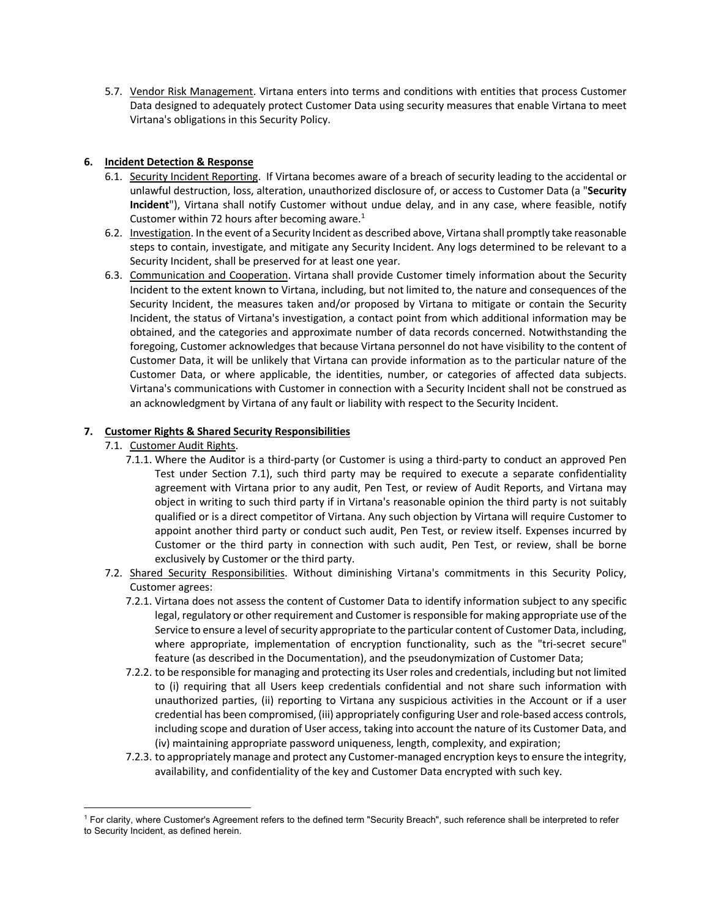5.7. Vendor Risk Management. Virtana enters into terms and conditions with entities that process Customer Data designed to adequately protect Customer Data using security measures that enable Virtana to meet Virtana's obligations in this Security Policy.

## 6. Incident Detection & Response

6.1. Security Incident Reporting. If Virtana becomes aware of a breach of security leading to the accidental or unlawful destruction, loss, alteration, unauthorized disclosure of, or access to Customer Data (a "**Security Incident**"), Virtana shall notify Customer without undue delay, and in any case, where feasible, notify Customer within 72 hours after becoming aware.[1]

6.2. Investigation. In the event of a Security Incident as described above, Virtana shall promptly take reasonable steps to contain, investigate, and mitigate any Security Incident. Any logs determined to be relevant to a Security Incident, shall be preserved for at least one year.

6.3. Communication and Cooperation. Virtana shall provide Customer timely information about the Security Incident to the extent known to Virtana, including, but not limited to, the nature and consequences of the Security Incident, the measures taken and/or proposed by Virtana to mitigate or contain the Security Incident, the status of Virtana's investigation, a contact point from which additional information may be obtained, and the categories and approximate number of data records concerned. Notwithstanding the foregoing, Customer acknowledges that because Virtana personnel do not have visibility to the content of Customer Data, it will be unlikely that Virtana can provide information as to the particular nature of the Customer Data, or where applicable, the identities, number, or categories of affected data subjects. Virtana's communications with Customer in connection with a Security Incident shall not be construed as an acknowledgment by Virtana of any fault or liability with respect to the Security Incident.

## 7. Customer Rights & Shared Security Responsibilities

7.1. Customer Audit Rights.

7.1.1. Where the Auditor is a third-party (or Customer is using a third-party to conduct an approved Pen Test under Section 7.1), such third party may be required to execute a separate confidentiality agreement with Virtana prior to any audit, Pen Test, or review of Audit Reports, and Virtana may object in writing to such third party if in Virtana's reasonable opinion the third party is not suitably qualified or is a direct competitor of Virtana. Any such objection by Virtana will require Customer to appoint another third party or conduct such audit, Pen Test, or review itself. Expenses incurred by Customer or the third party in connection with such audit, Pen Test, or review, shall be borne exclusively by Customer or the third party.

7.2. Shared Security Responsibilities. Without diminishing Virtana's commitments in this Security Policy, Customer agrees:

7.2.1. Virtana does not assess the content of Customer Data to identify information subject to any specific legal, regulatory or other requirement and Customer is responsible for making appropriate use of the Service to ensure a level of security appropriate to the particular content of Customer Data, including, where appropriate, implementation of encryption functionality, such as the "tri-secret secure" feature (as described in the Documentation), and the pseudonymization of Customer Data;

7.2.2. to be responsible for managing and protecting its User roles and credentials, including but not limited to (i) requiring that all Users keep credentials confidential and not share such information with unauthorized parties, (ii) reporting to Virtana any suspicious activities in the Account or if a user credential has been compromised, (iii) appropriately configuring User and role-based access controls, including scope and duration of User access, taking into account the nature of its Customer Data, and (iv) maintaining appropriate password uniqueness, length, complexity, and expiration;

7.2.3. to appropriately manage and protect any Customer-managed encryption keys to ensure the integrity, availability, and confidentiality of the key and Customer Data encrypted with such key.

[1] For clarity, where Customer's Agreement refers to the defined term "Security Breach", such reference shall be interpreted to refer to Security Incident, as defined herein.